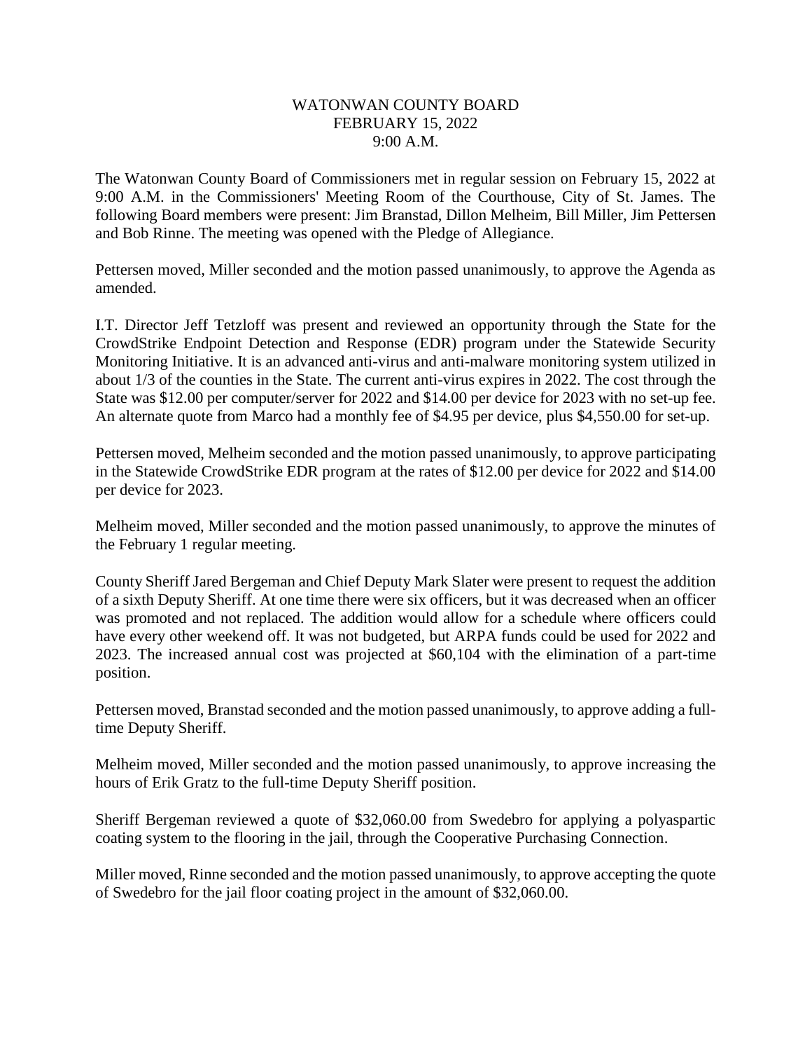# WATONWAN COUNTY BOARD
## FEBRUARY 15, 2022
## 9:00 A.M.

The Watonwan County Board of Commissioners met in regular session on February 15, 2022 at 9:00 A.M. in the Commissioners' Meeting Room of the Courthouse, City of St. James. The following Board members were present: Jim Branstad, Dillon Melheim, Bill Miller, Jim Pettersen and Bob Rinne. The meeting was opened with the Pledge of Allegiance.

Pettersen moved, Miller seconded and the motion passed unanimously, to approve the Agenda as amended.

I.T. Director Jeff Tetzloff was present and reviewed an opportunity through the State for the CrowdStrike Endpoint Detection and Response (EDR) program under the Statewide Security Monitoring Initiative. It is an advanced anti-virus and anti-malware monitoring system utilized in about 1/3 of the counties in the State. The current anti-virus expires in 2022. The cost through the State was $12.00 per computer/server for 2022 and $14.00 per device for 2023 with no set-up fee. An alternate quote from Marco had a monthly fee of $4.95 per device, plus $4,550.00 for set-up.

Pettersen moved, Melheim seconded and the motion passed unanimously, to approve participating in the Statewide CrowdStrike EDR program at the rates of $12.00 per device for 2022 and $14.00 per device for 2023.

Melheim moved, Miller seconded and the motion passed unanimously, to approve the minutes of the February 1 regular meeting.

County Sheriff Jared Bergeman and Chief Deputy Mark Slater were present to request the addition of a sixth Deputy Sheriff. At one time there were six officers, but it was decreased when an officer was promoted and not replaced. The addition would allow for a schedule where officers could have every other weekend off. It was not budgeted, but ARPA funds could be used for 2022 and 2023. The increased annual cost was projected at $60,104 with the elimination of a part-time position.

Pettersen moved, Branstad seconded and the motion passed unanimously, to approve adding a full-time Deputy Sheriff.

Melheim moved, Miller seconded and the motion passed unanimously, to approve increasing the hours of Erik Gratz to the full-time Deputy Sheriff position.

Sheriff Bergeman reviewed a quote of $32,060.00 from Swedebro for applying a polyaspartic coating system to the flooring in the jail, through the Cooperative Purchasing Connection.

Miller moved, Rinne seconded and the motion passed unanimously, to approve accepting the quote of Swedebro for the jail floor coating project in the amount of $32,060.00.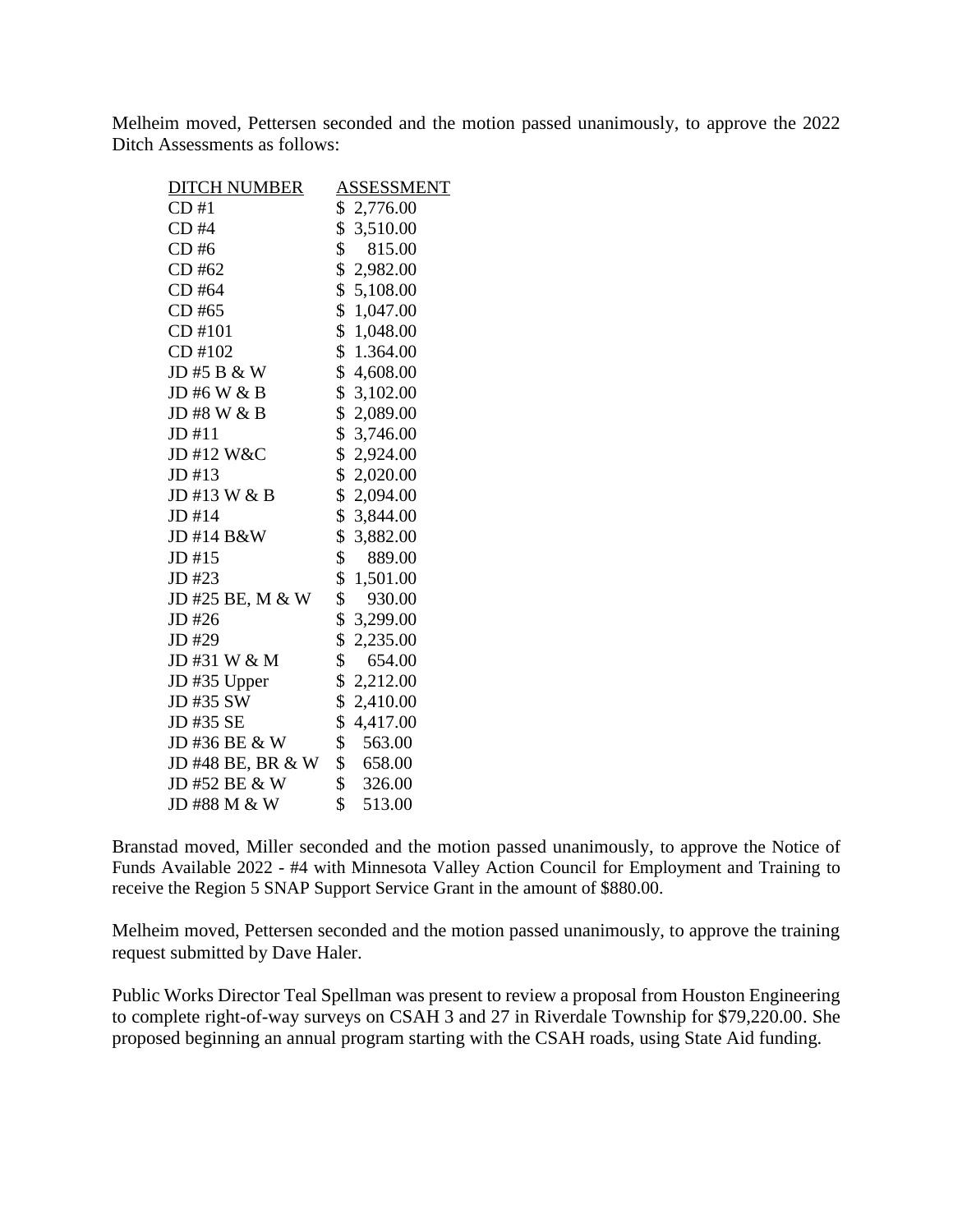Melheim moved, Pettersen seconded and the motion passed unanimously, to approve the 2022 Ditch Assessments as follows:

| DITCH NUMBER | ASSESSMENT |
|---|---|
| CD #1 | $ 2,776.00 |
| CD #4 | $ 3,510.00 |
| CD #6 | $ 815.00 |
| CD #62 | $ 2,982.00 |
| CD #64 | $ 5,108.00 |
| CD #65 | $ 1,047.00 |
| CD #101 | $ 1,048.00 |
| CD #102 | $ 1.364.00 |
| JD #5 B & W | $ 4,608.00 |
| JD #6 W & B | $ 3,102.00 |
| JD #8 W & B | $ 2,089.00 |
| JD #11 | $ 3,746.00 |
| JD #12 W&C | $ 2,924.00 |
| JD #13 | $ 2,020.00 |
| JD #13 W & B | $ 2,094.00 |
| JD #14 | $ 3,844.00 |
| JD #14 B&W | $ 3,882.00 |
| JD #15 | $ 889.00 |
| JD #23 | $ 1,501.00 |
| JD #25 BE, M & W | $ 930.00 |
| JD #26 | $ 3,299.00 |
| JD #29 | $ 2,235.00 |
| JD #31 W & M | $ 654.00 |
| JD #35 Upper | $ 2,212.00 |
| JD #35 SW | $ 2,410.00 |
| JD #35 SE | $ 4,417.00 |
| JD #36 BE & W | $ 563.00 |
| JD #48 BE, BR & W | $ 658.00 |
| JD #52 BE & W | $ 326.00 |
| JD #88 M & W | $ 513.00 |

Branstad moved, Miller seconded and the motion passed unanimously, to approve the Notice of Funds Available 2022 - #4 with Minnesota Valley Action Council for Employment and Training to receive the Region 5 SNAP Support Service Grant in the amount of $880.00.

Melheim moved, Pettersen seconded and the motion passed unanimously, to approve the training request submitted by Dave Haler.

Public Works Director Teal Spellman was present to review a proposal from Houston Engineering to complete right-of-way surveys on CSAH 3 and 27 in Riverdale Township for $79,220.00. She proposed beginning an annual program starting with the CSAH roads, using State Aid funding.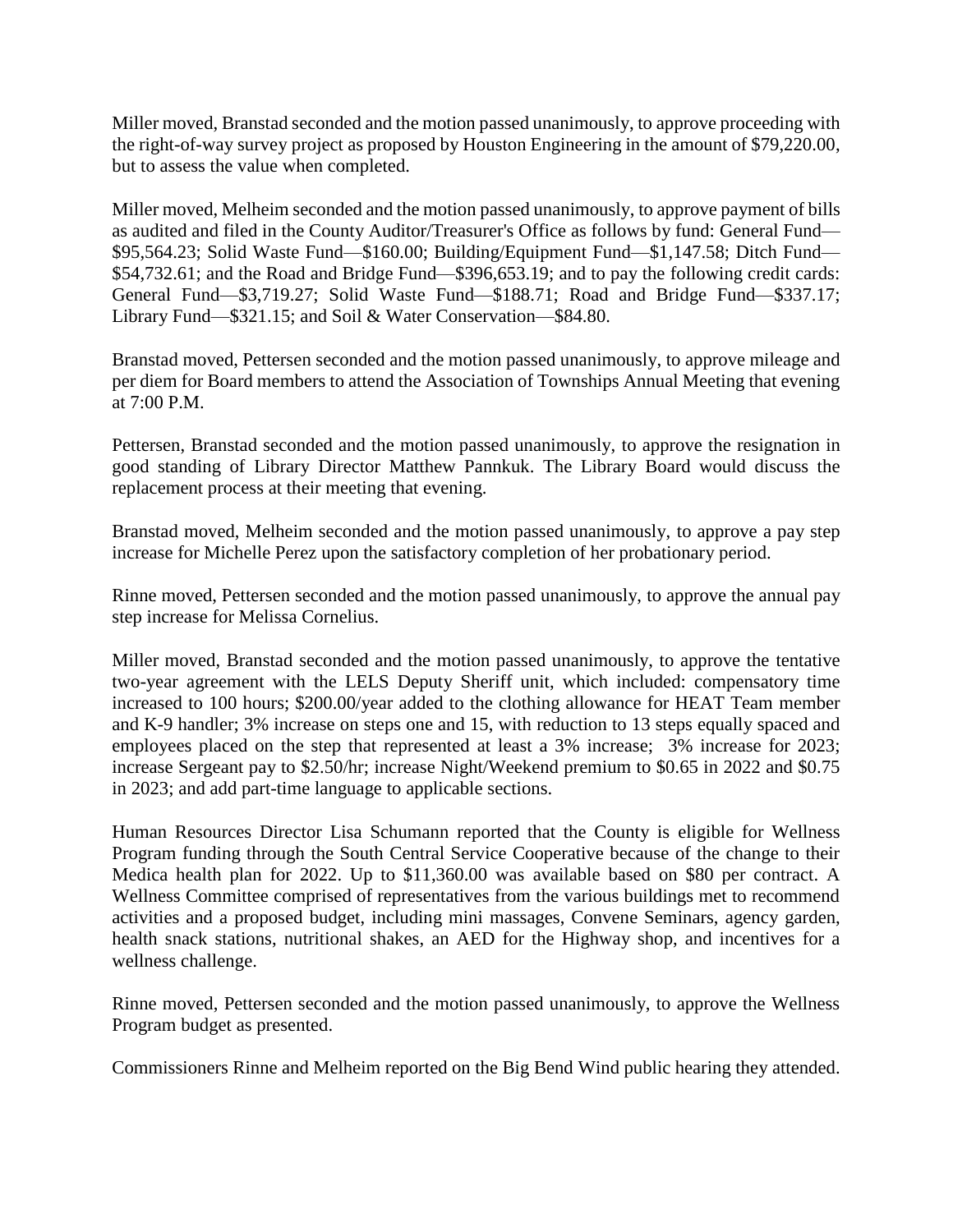Miller moved, Branstad seconded and the motion passed unanimously, to approve proceeding with the right-of-way survey project as proposed by Houston Engineering in the amount of $79,220.00, but to assess the value when completed.

Miller moved, Melheim seconded and the motion passed unanimously, to approve payment of bills as audited and filed in the County Auditor/Treasurer's Office as follows by fund: General Fund—$95,564.23; Solid Waste Fund—$160.00; Building/Equipment Fund—$1,147.58; Ditch Fund—$54,732.61; and the Road and Bridge Fund—$396,653.19; and to pay the following credit cards: General Fund—$3,719.27; Solid Waste Fund—$188.71; Road and Bridge Fund—$337.17; Library Fund—$321.15; and Soil & Water Conservation—$84.80.

Branstad moved, Pettersen seconded and the motion passed unanimously, to approve mileage and per diem for Board members to attend the Association of Townships Annual Meeting that evening at 7:00 P.M.

Pettersen, Branstad seconded and the motion passed unanimously, to approve the resignation in good standing of Library Director Matthew Pannkuk. The Library Board would discuss the replacement process at their meeting that evening.

Branstad moved, Melheim seconded and the motion passed unanimously, to approve a pay step increase for Michelle Perez upon the satisfactory completion of her probationary period.

Rinne moved, Pettersen seconded and the motion passed unanimously, to approve the annual pay step increase for Melissa Cornelius.

Miller moved, Branstad seconded and the motion passed unanimously, to approve the tentative two-year agreement with the LELS Deputy Sheriff unit, which included: compensatory time increased to 100 hours; $200.00/year added to the clothing allowance for HEAT Team member and K-9 handler; 3% increase on steps one and 15, with reduction to 13 steps equally spaced and employees placed on the step that represented at least a 3% increase; 3% increase for 2023; increase Sergeant pay to $2.50/hr; increase Night/Weekend premium to $0.65 in 2022 and $0.75 in 2023; and add part-time language to applicable sections.

Human Resources Director Lisa Schumann reported that the County is eligible for Wellness Program funding through the South Central Service Cooperative because of the change to their Medica health plan for 2022. Up to $11,360.00 was available based on $80 per contract. A Wellness Committee comprised of representatives from the various buildings met to recommend activities and a proposed budget, including mini massages, Convene Seminars, agency garden, health snack stations, nutritional shakes, an AED for the Highway shop, and incentives for a wellness challenge.

Rinne moved, Pettersen seconded and the motion passed unanimously, to approve the Wellness Program budget as presented.

Commissioners Rinne and Melheim reported on the Big Bend Wind public hearing they attended.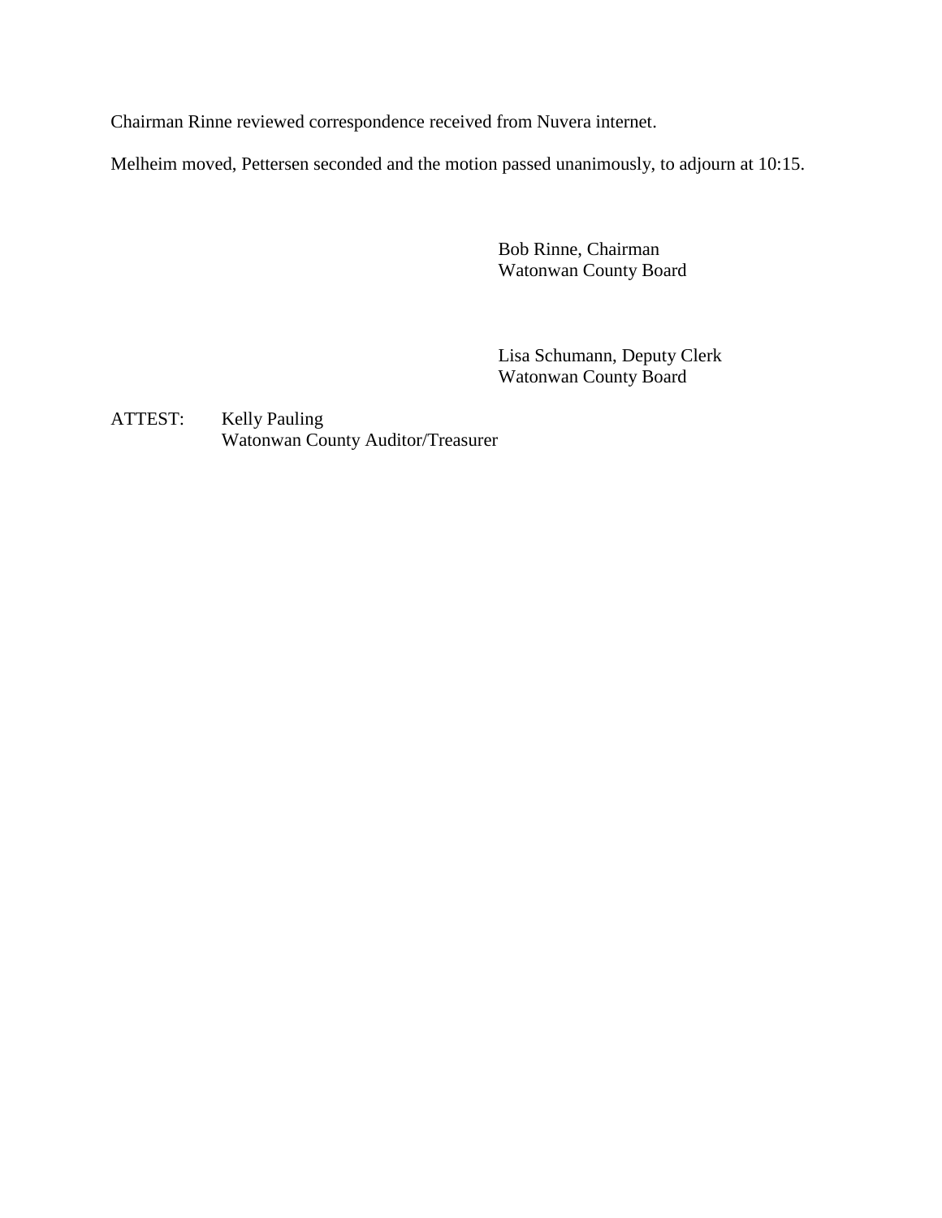Chairman Rinne reviewed correspondence received from Nuvera internet.

Melheim moved, Pettersen seconded and the motion passed unanimously, to adjourn at 10:15.

Bob Rinne, Chairman
Watonwan County Board

Lisa Schumann, Deputy Clerk
Watonwan County Board

ATTEST: Kelly Pauling
Watonwan County Auditor/Treasurer